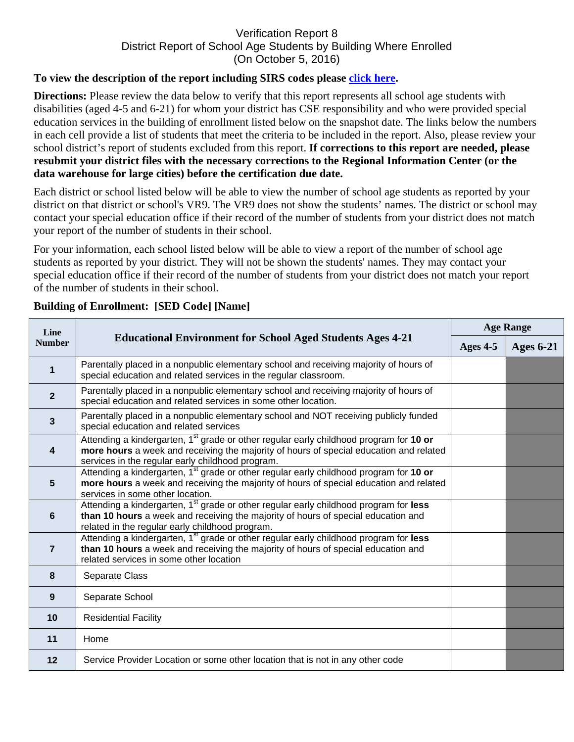# Verification Report 8
## District Report of School Age Students by Building Where Enrolled
### (On October 5, 2016)

**To view the description of the report including SIRS codes please [click here](#).**

**Directions:** Please review the data below to verify that this report represents all school age students with disabilities (aged 4-5 and 6-21) for whom your district has CSE responsibility and who were provided special education services in the building of enrollment listed below on the snapshot date. The links below the numbers in each cell provide a list of students that meet the criteria to be included in the report. Also, please review your school district's report of students excluded from this report. **If corrections to this report are needed, please resubmit your district files with the necessary corrections to the Regional Information Center (or the data warehouse for large cities) before the certification due date.**

Each district or school listed below will be able to view the number of school age students as reported by your district on that district or school's VR9. The VR9 does not show the students' names. The district or school may contact your special education office if their record of the number of students from your district does not match your report of the number of students in their school.

For your information, each school listed below will be able to view a report of the number of school age students as reported by your district. They will not be shown the students' names. They may contact your special education office if their record of the number of students from your district does not match your report of the number of students in their school.

**Building of Enrollment: [SED Code] [Name]**

| Line Number | Educational Environment for School Aged Students Ages 4-21 | Age Range | |
|---|---|---|---|
| | | Ages 4-5 | Ages 6-21 |
| 1 | Parentally placed in a nonpublic elementary school and receiving majority of hours of special education and related services in the regular classroom. | | |
| 2 | Parentally placed in a nonpublic elementary school and receiving majority of hours of special education and related services in some other location. | | |
| 3 | Parentally placed in a nonpublic elementary school and NOT receiving publicly funded special education and related services | | |
| 4 | Attending a kindergarten, 1st grade or other regular early childhood program for **10 or more hours** a week and receiving the majority of hours of special education and related services in the regular early childhood program. | | |
| 5 | Attending a kindergarten, 1st grade or other regular early childhood program for **10 or more hours** a week and receiving the majority of hours of special education and related services in some other location. | | |
| 6 | Attending a kindergarten, 1st grade or other regular early childhood program for **less than 10 hours** a week and receiving the majority of hours of special education and related in the regular early childhood program. | | |
| 7 | Attending a kindergarten, 1st grade or other regular early childhood program for **less than 10 hours** a week and receiving the majority of hours of special education and related services in some other location | | |
| 8 | Separate Class | | |
| 9 | Separate School | | |
| 10 | Residential Facility | | |
| 11 | Home | | |
| 12 | Service Provider Location or some other location that is not in any other code | | |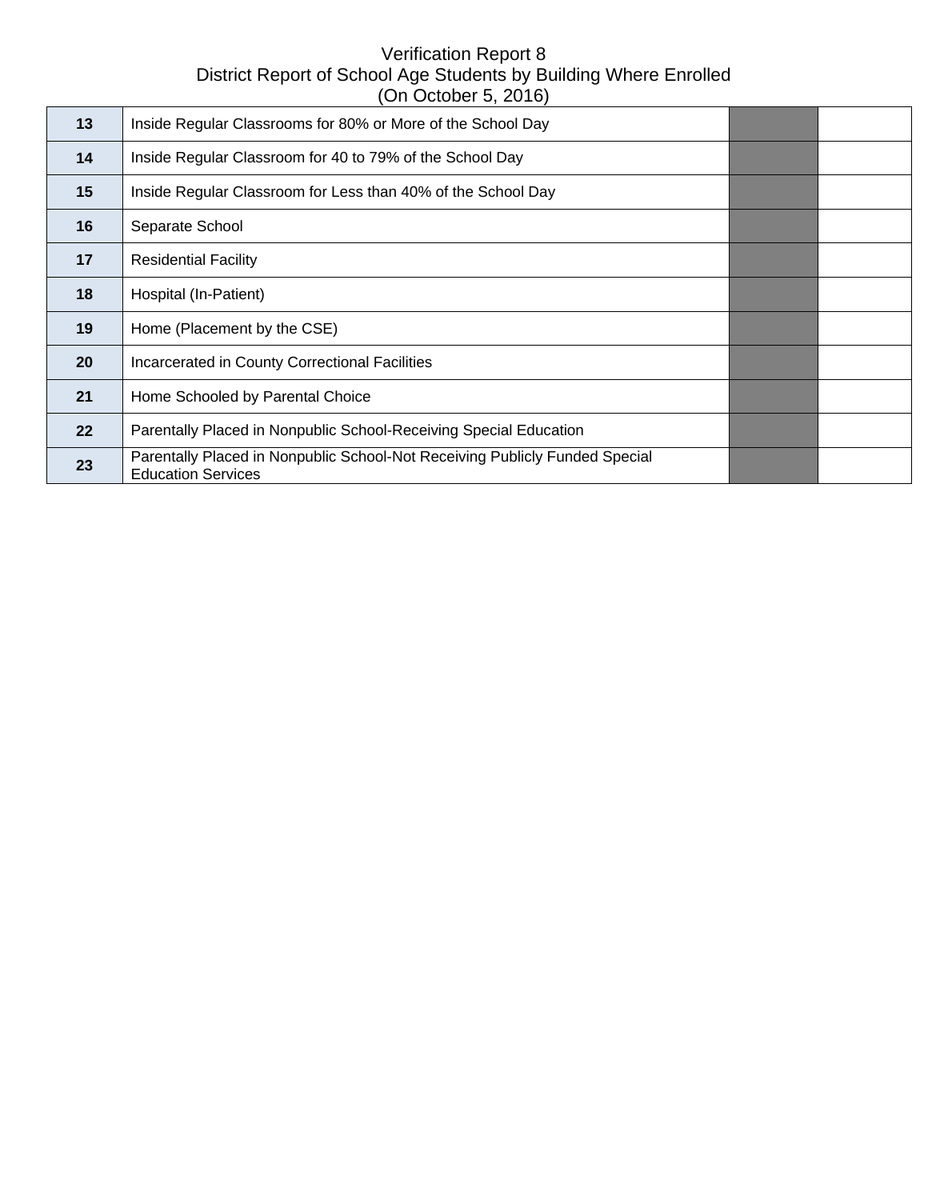Verification Report 8
District Report of School Age Students by Building Where Enrolled
(On October 5, 2016)

| | | | |
|---|---|---|---|
| **13** | Inside Regular Classrooms for 80% or More of the School Day | | |
| **14** | Inside Regular Classroom for 40 to 79% of the School Day | | |
| **15** | Inside Regular Classroom for Less than 40% of the School Day | | |
| **16** | Separate School | | |
| **17** | Residential Facility | | |
| **18** | Hospital (In-Patient) | | |
| **19** | Home (Placement by the CSE) | | |
| **20** | Incarcerated in County Correctional Facilities | | |
| **21** | Home Schooled by Parental Choice | | |
| **22** | Parentally Placed in Nonpublic School-Receiving Special Education | | |
| **23** | Parentally Placed in Nonpublic School-Not Receiving Publicly Funded Special Education Services | | |